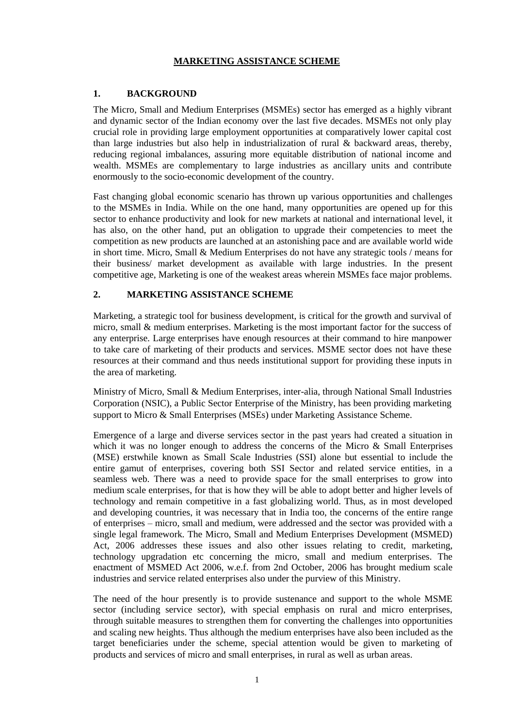# MARKETING ASSISTANCE SCHEME

## 1. BACKGROUND

The Micro, Small and Medium Enterprises (MSMEs) sector has emerged as a highly vibrant and dynamic sector of the Indian economy over the last five decades. MSMEs not only play crucial role in providing large employment opportunities at comparatively lower capital cost than large industries but also help in industrialization of rural & backward areas, thereby, reducing regional imbalances, assuring more equitable distribution of national income and wealth. MSMEs are complementary to large industries as ancillary units and contribute enormously to the socio-economic development of the country.

Fast changing global economic scenario has thrown up various opportunities and challenges to the MSMEs in India. While on the one hand, many opportunities are opened up for this sector to enhance productivity and look for new markets at national and international level, it has also, on the other hand, put an obligation to upgrade their competencies to meet the competition as new products are launched at an astonishing pace and are available world wide in short time. Micro, Small & Medium Enterprises do not have any strategic tools / means for their business/ market development as available with large industries. In the present competitive age, Marketing is one of the weakest areas wherein MSMEs face major problems.

## 2. MARKETING ASSISTANCE SCHEME

Marketing, a strategic tool for business development, is critical for the growth and survival of micro, small & medium enterprises. Marketing is the most important factor for the success of any enterprise. Large enterprises have enough resources at their command to hire manpower to take care of marketing of their products and services. MSME sector does not have these resources at their command and thus needs institutional support for providing these inputs in the area of marketing.

Ministry of Micro, Small & Medium Enterprises, inter-alia, through National Small Industries Corporation (NSIC), a Public Sector Enterprise of the Ministry, has been providing marketing support to Micro & Small Enterprises (MSEs) under Marketing Assistance Scheme.

Emergence of a large and diverse services sector in the past years had created a situation in which it was no longer enough to address the concerns of the Micro & Small Enterprises (MSE) erstwhile known as Small Scale Industries (SSI) alone but essential to include the entire gamut of enterprises, covering both SSI Sector and related service entities, in a seamless web. There was a need to provide space for the small enterprises to grow into medium scale enterprises, for that is how they will be able to adopt better and higher levels of technology and remain competitive in a fast globalizing world. Thus, as in most developed and developing countries, it was necessary that in India too, the concerns of the entire range of enterprises – micro, small and medium, were addressed and the sector was provided with a single legal framework. The Micro, Small and Medium Enterprises Development (MSMED) Act, 2006 addresses these issues and also other issues relating to credit, marketing, technology upgradation etc concerning the micro, small and medium enterprises. The enactment of MSMED Act 2006, w.e.f. from 2nd October, 2006 has brought medium scale industries and service related enterprises also under the purview of this Ministry.

The need of the hour presently is to provide sustenance and support to the whole MSME sector (including service sector), with special emphasis on rural and micro enterprises, through suitable measures to strengthen them for converting the challenges into opportunities and scaling new heights. Thus although the medium enterprises have also been included as the target beneficiaries under the scheme, special attention would be given to marketing of products and services of micro and small enterprises, in rural as well as urban areas.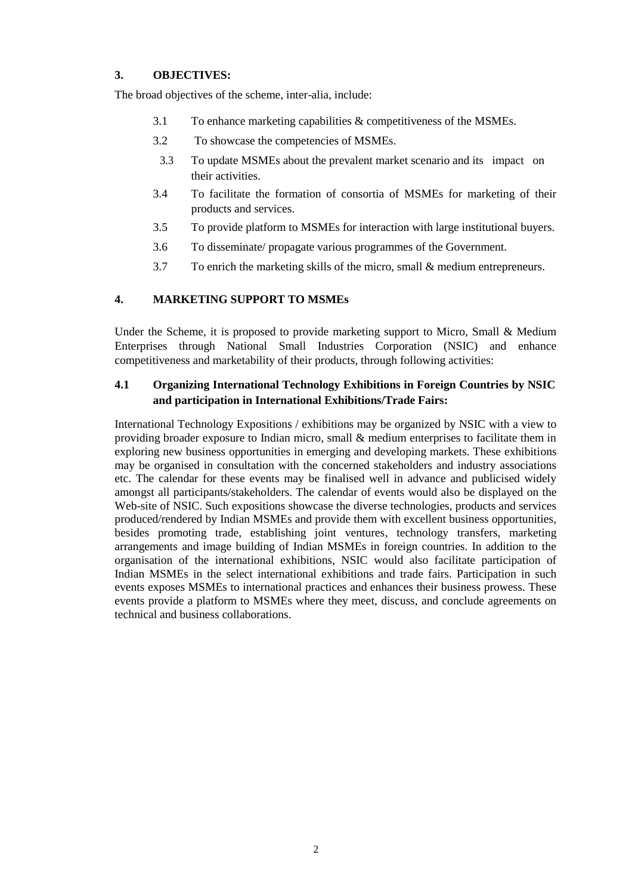## 3. OBJECTIVES:

The broad objectives of the scheme, inter-alia, include:

3.1 To enhance marketing capabilities & competitiveness of the MSMEs.

3.2 To showcase the competencies of MSMEs.

3.3 To update MSMEs about the prevalent market scenario and its impact on their activities.

3.4 To facilitate the formation of consortia of MSMEs for marketing of their products and services.

3.5 To provide platform to MSMEs for interaction with large institutional buyers.

3.6 To disseminate/ propagate various programmes of the Government.

3.7 To enrich the marketing skills of the micro, small & medium entrepreneurs.

## 4. MARKETING SUPPORT TO MSMEs

Under the Scheme, it is proposed to provide marketing support to Micro, Small & Medium Enterprises through National Small Industries Corporation (NSIC) and enhance competitiveness and marketability of their products, through following activities:

### 4.1 Organizing International Technology Exhibitions in Foreign Countries by NSIC and participation in International Exhibitions/Trade Fairs:

International Technology Expositions / exhibitions may be organized by NSIC with a view to providing broader exposure to Indian micro, small & medium enterprises to facilitate them in exploring new business opportunities in emerging and developing markets. These exhibitions may be organised in consultation with the concerned stakeholders and industry associations etc. The calendar for these events may be finalised well in advance and publicised widely amongst all participants/stakeholders. The calendar of events would also be displayed on the Web-site of NSIC. Such expositions showcase the diverse technologies, products and services produced/rendered by Indian MSMEs and provide them with excellent business opportunities, besides promoting trade, establishing joint ventures, technology transfers, marketing arrangements and image building of Indian MSMEs in foreign countries. In addition to the organisation of the international exhibitions, NSIC would also facilitate participation of Indian MSMEs in the select international exhibitions and trade fairs. Participation in such events exposes MSMEs to international practices and enhances their business prowess. These events provide a platform to MSMEs where they meet, discuss, and conclude agreements on technical and business collaborations.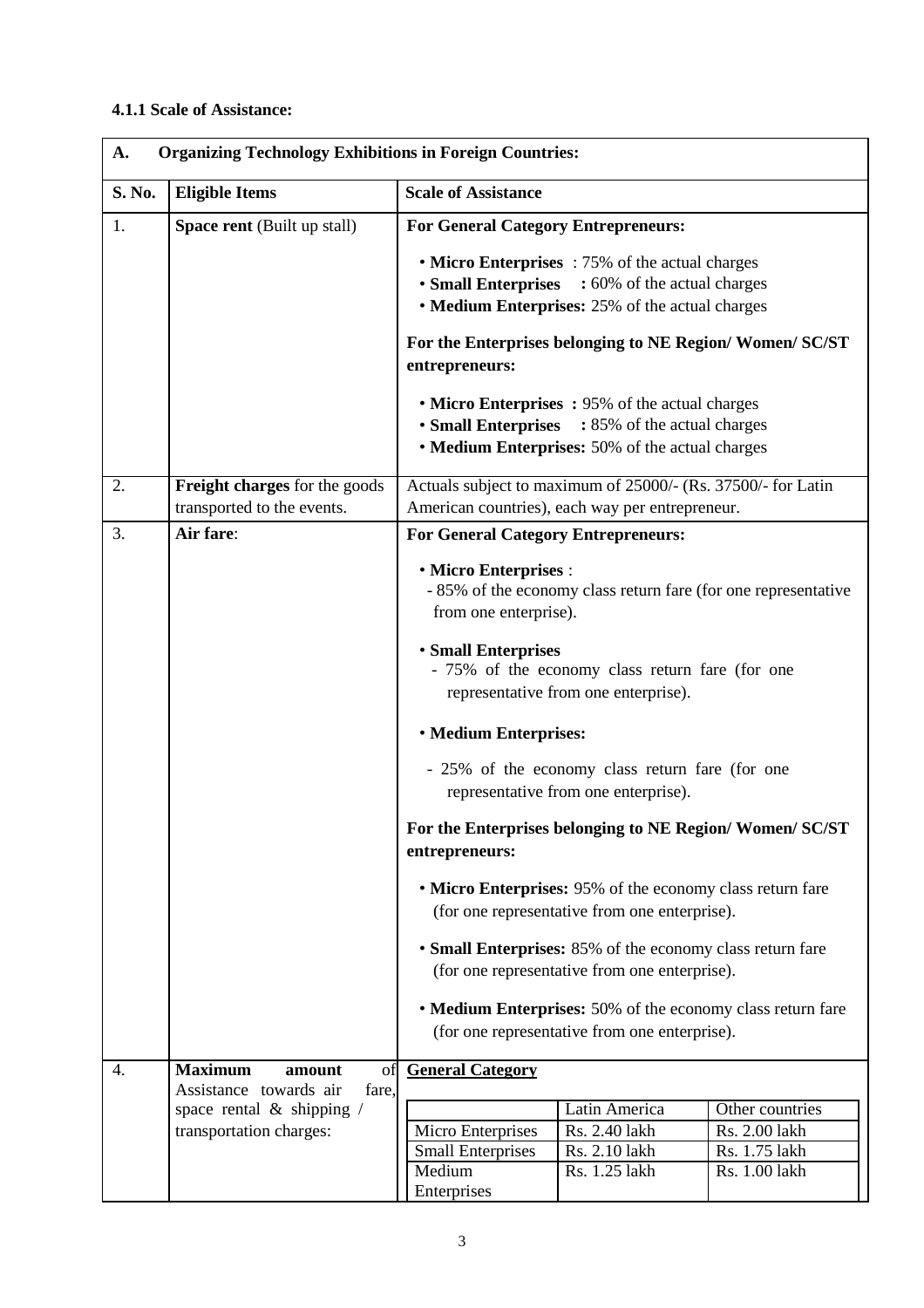**4.1.1 Scale of Assistance:**

| **A. Organizing Technology Exhibitions in Foreign Countries:** | | |
|---|---|---|
| **S. No.** | **Eligible Items** | **Scale of Assistance** |
| 1. | **Space rent** (Built up stall) | **For General Category Entrepreneurs:**<br>• **Micro Enterprises** : 75% of the actual charges<br>• **Small Enterprises** **:** 60% of the actual charges<br>• **Medium Enterprises:** 25% of the actual charges<br>**For the Enterprises belonging to NE Region/ Women/ SC/ST entrepreneurs:**<br>• **Micro Enterprises** **:** 95% of the actual charges<br>• **Small Enterprises** **:** 85% of the actual charges<br>• **Medium Enterprises:** 50% of the actual charges |
| 2. | **Freight charges** for the goods transported to the events. | Actuals subject to maximum of 25000/- (Rs. 37500/- for Latin American countries), each way per entrepreneur. |
| 3. | **Air fare**: | **For General Category Entrepreneurs:**<br>• **Micro Enterprises** :<br>- 85% of the economy class return fare (for one representative from one enterprise).<br>• **Small Enterprises**<br>- 75% of the economy class return fare (for one representative from one enterprise).<br>• **Medium Enterprises:**<br>- 25% of the economy class return fare (for one representative from one enterprise).<br>**For the Enterprises belonging to NE Region/ Women/ SC/ST entrepreneurs:**<br>• **Micro Enterprises:** 95% of the economy class return fare (for one representative from one enterprise).<br>• **Small Enterprises:** 85% of the economy class return fare (for one representative from one enterprise).<br>• **Medium Enterprises:** 50% of the economy class return fare (for one representative from one enterprise). |
| 4. | **Maximum amount** of Assistance towards air fare, space rental & shipping / transportation charges: | **General Category** |

| | Latin America | Other countries |
|---|---|---|
| Micro Enterprises | Rs. 2.40 lakh | Rs. 2.00 lakh |
| Small Enterprises | Rs. 2.10 lakh | Rs. 1.75 lakh |
| Medium Enterprises | Rs. 1.25 lakh | Rs. 1.00 lakh |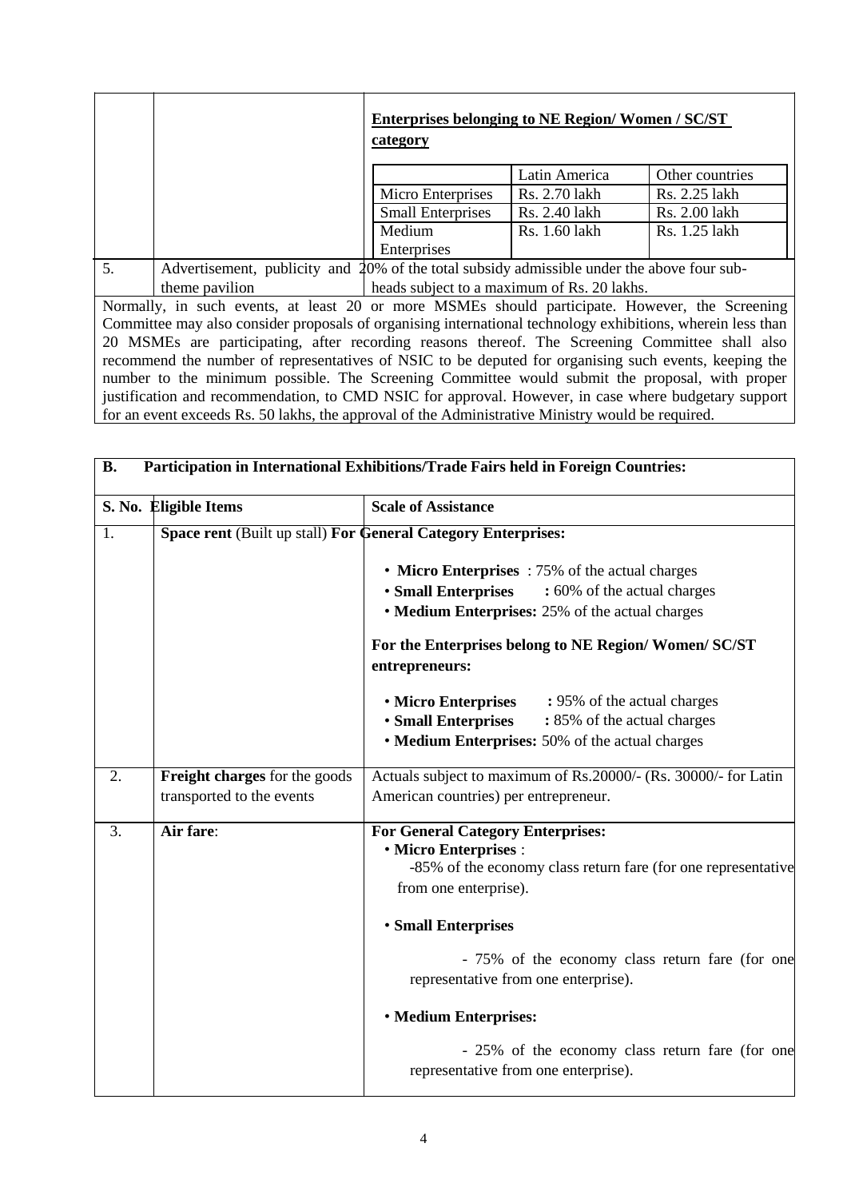| | | **Enterprises belonging to NE Region/ Women / SC/ST category** | | |
|---|---|---|---|---|
| | | | Latin America | Other countries |
| | | Micro Enterprises | Rs. 2.70 lakh | Rs. 2.25 lakh |
| | | Small Enterprises | Rs. 2.40 lakh | Rs. 2.00 lakh |
| | | Medium Enterprises | Rs. 1.60 lakh | Rs. 1.25 lakh |
| 5. | Advertisement, publicity and theme pavilion | 20% of the total subsidy admissible under the above four sub-heads subject to a maximum of Rs. 20 lakhs. | | |

Normally, in such events, at least 20 or more MSMEs should participate. However, the Screening Committee may also consider proposals of organising international technology exhibitions, wherein less than 20 MSMEs are participating, after recording reasons thereof. The Screening Committee shall also recommend the number of representatives of NSIC to be deputed for organising such events, keeping the number to the minimum possible. The Screening Committee would submit the proposal, with proper justification and recommendation, to CMD NSIC for approval. However, in case where budgetary support for an event exceeds Rs. 50 lakhs, the approval of the Administrative Ministry would be required.

**B. Participation in International Exhibitions/Trade Fairs held in Foreign Countries:**

| S. No. | Eligible Items | Scale of Assistance |
|---|---|---|
| 1. | **Space rent** (Built up stall) | **For General Category Enterprises:**<br><br>• **Micro Enterprises** : 75% of the actual charges<br>• **Small Enterprises** : 60% of the actual charges<br>• **Medium Enterprises:** 25% of the actual charges<br><br>**For the Enterprises belong to NE Region/ Women/ SC/ST entrepreneurs:**<br><br>• **Micro Enterprises** : 95% of the actual charges<br>• **Small Enterprises** : 85% of the actual charges<br>• **Medium Enterprises:** 50% of the actual charges |
| 2. | **Freight charges** for the goods transported to the events | Actuals subject to maximum of Rs.20000/- (Rs. 30000/- for Latin American countries) per entrepreneur. |
| 3. | **Air fare**: | **For General Category Enterprises:**<br>• **Micro Enterprises** :<br>-85% of the economy class return fare (for one representative from one enterprise).<br><br>• **Small Enterprises**<br><br>- 75% of the economy class return fare (for one representative from one enterprise).<br><br>• **Medium Enterprises:**<br><br>- 25% of the economy class return fare (for one representative from one enterprise). |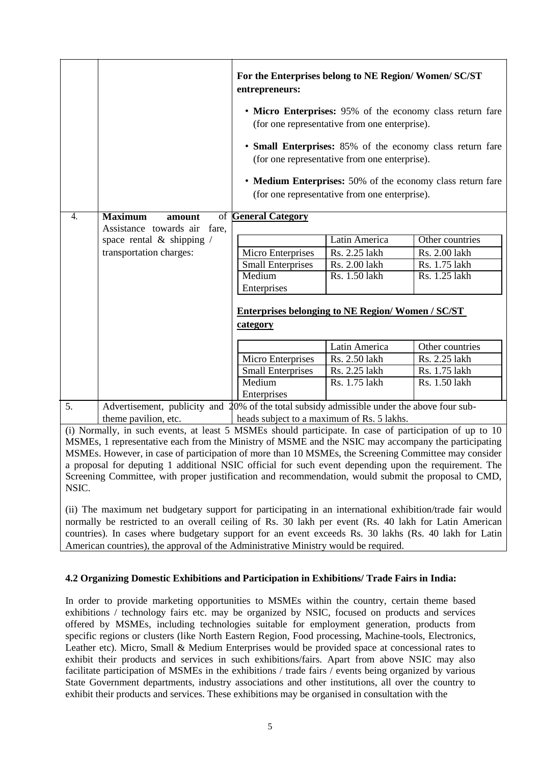| | | |
|---|---|---|
| | | **For the Enterprises belong to NE Region/ Women/ SC/ST entrepreneurs:**<br>• **Micro Enterprises:** 95% of the economy class return fare (for one representative from one enterprise).<br>• **Small Enterprises:** 85% of the economy class return fare (for one representative from one enterprise).<br>• **Medium Enterprises:** 50% of the economy class return fare (for one representative from one enterprise). |
| 4. | **Maximum amount** of Assistance towards air fare, space rental & shipping / transportation charges: | **General Category**<br><br>\| \| Latin America \| Other countries \|<br>\| Micro Enterprises \| Rs. 2.25 lakh \| Rs. 2.00 lakh \|<br>\| Small Enterprises \| Rs. 2.00 lakh \| Rs. 1.75 lakh \|<br>\| Medium Enterprises \| Rs. 1.50 lakh \| Rs. 1.25 lakh \|<br><br>**Enterprises belonging to NE Region/ Women / SC/ST category**<br><br>\| \| Latin America \| Other countries \|<br>\| Micro Enterprises \| Rs. 2.50 lakh \| Rs. 2.25 lakh \|<br>\| Small Enterprises \| Rs. 2.25 lakh \| Rs. 1.75 lakh \|<br>\| Medium Enterprises \| Rs. 1.75 lakh \| Rs. 1.50 lakh \| |
| 5. | Advertisement, publicity and theme pavilion, etc. | 20% of the total subsidy admissible under the above four sub-heads subject to a maximum of Rs. 5 lakhs. |

(i) Normally, in such events, at least 5 MSMEs should participate. In case of participation of up to 10 MSMEs, 1 representative each from the Ministry of MSME and the NSIC may accompany the participating MSMEs. However, in case of participation of more than 10 MSMEs, the Screening Committee may consider a proposal for deputing 1 additional NSIC official for such event depending upon the requirement. The Screening Committee, with proper justification and recommendation, would submit the proposal to CMD, NSIC.

(ii) The maximum net budgetary support for participating in an international exhibition/trade fair would normally be restricted to an overall ceiling of Rs. 30 lakh per event (Rs. 40 lakh for Latin American countries). In cases where budgetary support for an event exceeds Rs. 30 lakhs (Rs. 40 lakh for Latin American countries), the approval of the Administrative Ministry would be required.

### 4.2 Organizing Domestic Exhibitions and Participation in Exhibitions/ Trade Fairs in India:

In order to provide marketing opportunities to MSMEs within the country, certain theme based exhibitions / technology fairs etc. may be organized by NSIC, focused on products and services offered by MSMEs, including technologies suitable for employment generation, products from specific regions or clusters (like North Eastern Region, Food processing, Machine-tools, Electronics, Leather etc). Micro, Small & Medium Enterprises would be provided space at concessional rates to exhibit their products and services in such exhibitions/fairs. Apart from above NSIC may also facilitate participation of MSMEs in the exhibitions / trade fairs / events being organized by various State Government departments, industry associations and other institutions, all over the country to exhibit their products and services. These exhibitions may be organised in consultation with the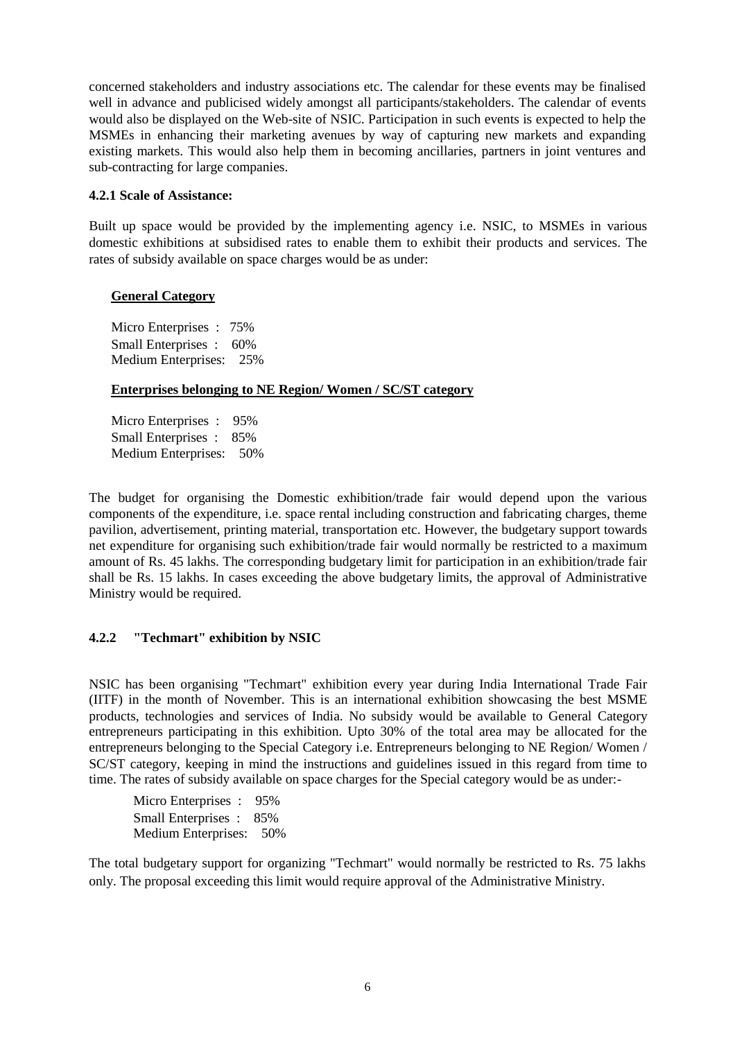concerned stakeholders and industry associations etc. The calendar for these events may be finalised well in advance and publicised widely amongst all participants/stakeholders. The calendar of events would also be displayed on the Web-site of NSIC. Participation in such events is expected to help the MSMEs in enhancing their marketing avenues by way of capturing new markets and expanding existing markets. This would also help them in becoming ancillaries, partners in joint ventures and sub-contracting for large companies.

#### 4.2.1 Scale of Assistance:

Built up space would be provided by the implementing agency i.e. NSIC, to MSMEs in various domestic exhibitions at subsidised rates to enable them to exhibit their products and services. The rates of subsidy available on space charges would be as under:

**General Category**

Micro Enterprises : 75%
Small Enterprises : 60%
Medium Enterprises: 25%

**Enterprises belonging to NE Region/ Women / SC/ST category**

Micro Enterprises : 95%
Small Enterprises : 85%
Medium Enterprises: 50%

The budget for organising the Domestic exhibition/trade fair would depend upon the various components of the expenditure, i.e. space rental including construction and fabricating charges, theme pavilion, advertisement, printing material, transportation etc. However, the budgetary support towards net expenditure for organising such exhibition/trade fair would normally be restricted to a maximum amount of Rs. 45 lakhs. The corresponding budgetary limit for participation in an exhibition/trade fair shall be Rs. 15 lakhs. In cases exceeding the above budgetary limits, the approval of Administrative Ministry would be required.

#### 4.2.2 "Techmart" exhibition by NSIC

NSIC has been organising "Techmart" exhibition every year during India International Trade Fair (IITF) in the month of November. This is an international exhibition showcasing the best MSME products, technologies and services of India. No subsidy would be available to General Category entrepreneurs participating in this exhibition. Upto 30% of the total area may be allocated for the entrepreneurs belonging to the Special Category i.e. Entrepreneurs belonging to NE Region/ Women / SC/ST category, keeping in mind the instructions and guidelines issued in this regard from time to time. The rates of subsidy available on space charges for the Special category would be as under:-

Micro Enterprises : 95%
Small Enterprises : 85%
Medium Enterprises: 50%

The total budgetary support for organizing "Techmart" would normally be restricted to Rs. 75 lakhs only. The proposal exceeding this limit would require approval of the Administrative Ministry.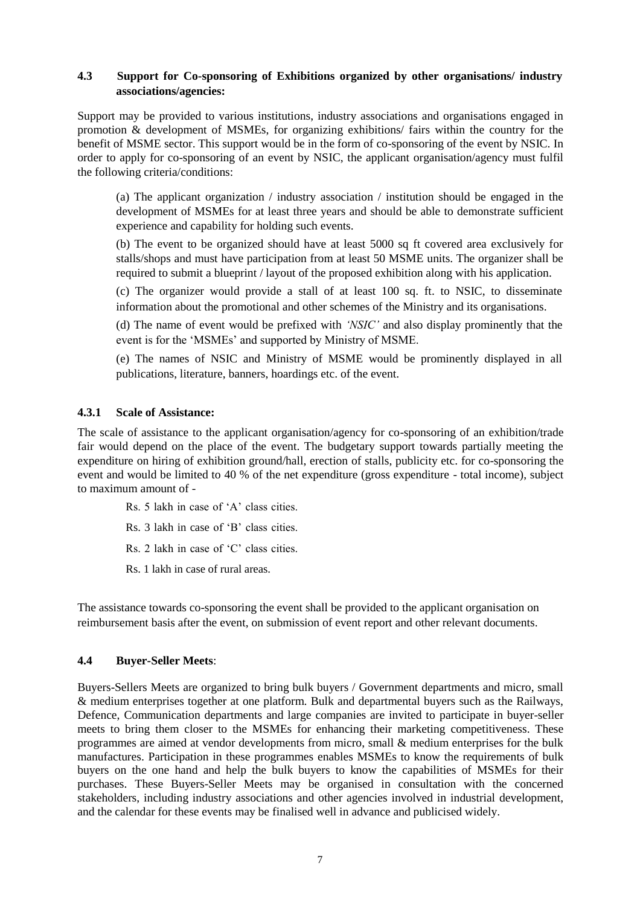### 4.3 Support for Co-sponsoring of Exhibitions organized by other organisations/ industry associations/agencies:

Support may be provided to various institutions, industry associations and organisations engaged in promotion & development of MSMEs, for organizing exhibitions/ fairs within the country for the benefit of MSME sector. This support would be in the form of co-sponsoring of the event by NSIC. In order to apply for co-sponsoring of an event by NSIC, the applicant organisation/agency must fulfil the following criteria/conditions:

(a) The applicant organization / industry association / institution should be engaged in the development of MSMEs for at least three years and should be able to demonstrate sufficient experience and capability for holding such events.

(b) The event to be organized should have at least 5000 sq ft covered area exclusively for stalls/shops and must have participation from at least 50 MSME units. The organizer shall be required to submit a blueprint / layout of the proposed exhibition along with his application.

(c) The organizer would provide a stall of at least 100 sq. ft. to NSIC, to disseminate information about the promotional and other schemes of the Ministry and its organisations.

(d) The name of event would be prefixed with *'NSIC'* and also display prominently that the event is for the 'MSMEs' and supported by Ministry of MSME.

(e) The names of NSIC and Ministry of MSME would be prominently displayed in all publications, literature, banners, hoardings etc. of the event.

#### 4.3.1 Scale of Assistance:

The scale of assistance to the applicant organisation/agency for co-sponsoring of an exhibition/trade fair would depend on the place of the event. The budgetary support towards partially meeting the expenditure on hiring of exhibition ground/hall, erection of stalls, publicity etc. for co-sponsoring the event and would be limited to 40 % of the net expenditure (gross expenditure - total income), subject to maximum amount of -

Rs. 5 lakh in case of 'A' class cities.

Rs. 3 lakh in case of 'B' class cities.

Rs. 2 lakh in case of 'C' class cities.

Rs. 1 lakh in case of rural areas.

The assistance towards co-sponsoring the event shall be provided to the applicant organisation on reimbursement basis after the event, on submission of event report and other relevant documents.

### 4.4 Buyer-Seller Meets:

Buyers-Sellers Meets are organized to bring bulk buyers / Government departments and micro, small & medium enterprises together at one platform. Bulk and departmental buyers such as the Railways, Defence, Communication departments and large companies are invited to participate in buyer-seller meets to bring them closer to the MSMEs for enhancing their marketing competitiveness. These programmes are aimed at vendor developments from micro, small & medium enterprises for the bulk manufactures. Participation in these programmes enables MSMEs to know the requirements of bulk buyers on the one hand and help the bulk buyers to know the capabilities of MSMEs for their purchases. These Buyers-Seller Meets may be organised in consultation with the concerned stakeholders, including industry associations and other agencies involved in industrial development, and the calendar for these events may be finalised well in advance and publicised widely.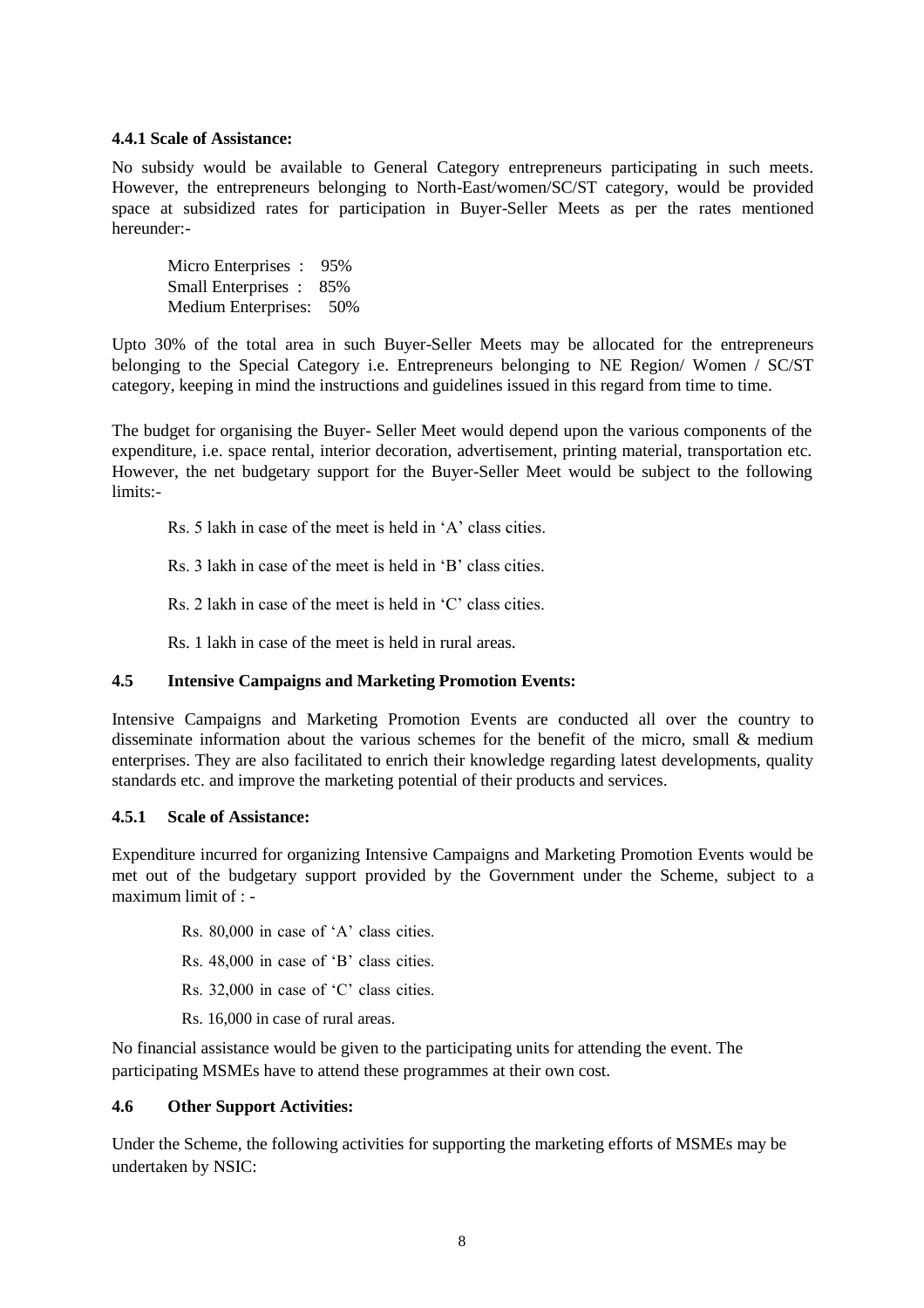#### 4.4.1 Scale of Assistance:

No subsidy would be available to General Category entrepreneurs participating in such meets. However, the entrepreneurs belonging to North-East/women/SC/ST category, would be provided space at subsidized rates for participation in Buyer-Seller Meets as per the rates mentioned hereunder:-

Micro Enterprises : 95%
Small Enterprises : 85%
Medium Enterprises: 50%

Upto 30% of the total area in such Buyer-Seller Meets may be allocated for the entrepreneurs belonging to the Special Category i.e. Entrepreneurs belonging to NE Region/ Women / SC/ST category, keeping in mind the instructions and guidelines issued in this regard from time to time.

The budget for organising the Buyer- Seller Meet would depend upon the various components of the expenditure, i.e. space rental, interior decoration, advertisement, printing material, transportation etc. However, the net budgetary support for the Buyer-Seller Meet would be subject to the following limits:-

Rs. 5 lakh in case of the meet is held in 'A' class cities.

Rs. 3 lakh in case of the meet is held in 'B' class cities.

Rs. 2 lakh in case of the meet is held in 'C' class cities.

Rs. 1 lakh in case of the meet is held in rural areas.

### 4.5 Intensive Campaigns and Marketing Promotion Events:

Intensive Campaigns and Marketing Promotion Events are conducted all over the country to disseminate information about the various schemes for the benefit of the micro, small & medium enterprises. They are also facilitated to enrich their knowledge regarding latest developments, quality standards etc. and improve the marketing potential of their products and services.

#### 4.5.1 Scale of Assistance:

Expenditure incurred for organizing Intensive Campaigns and Marketing Promotion Events would be met out of the budgetary support provided by the Government under the Scheme, subject to a maximum limit of : -

Rs. 80,000 in case of 'A' class cities.

Rs. 48,000 in case of 'B' class cities.

Rs. 32,000 in case of 'C' class cities.

Rs. 16,000 in case of rural areas.

No financial assistance would be given to the participating units for attending the event. The participating MSMEs have to attend these programmes at their own cost.

### 4.6 Other Support Activities:

Under the Scheme, the following activities for supporting the marketing efforts of MSMEs may be undertaken by NSIC: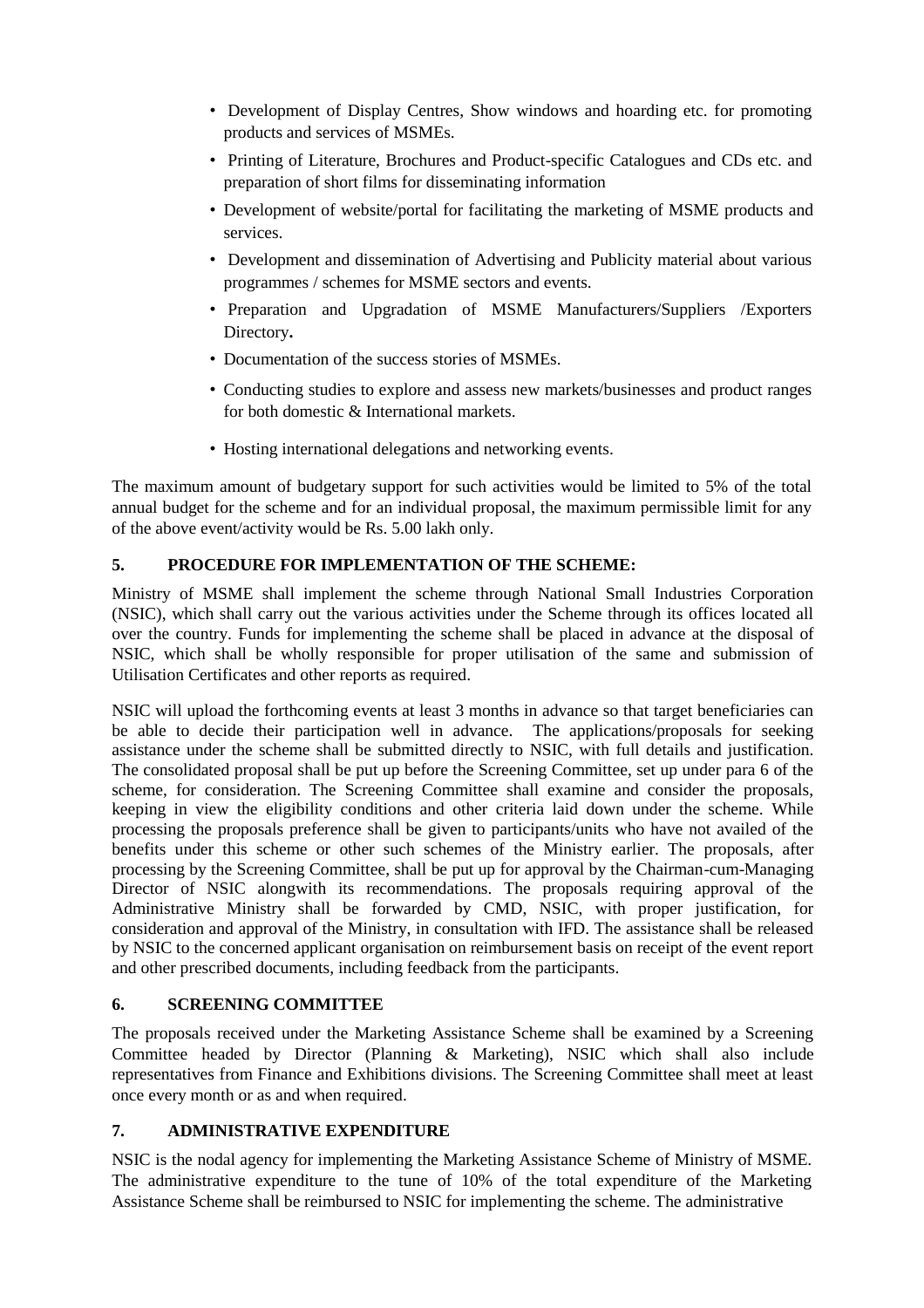- Development of Display Centres, Show windows and hoarding etc. for promoting products and services of MSMEs.
- Printing of Literature, Brochures and Product-specific Catalogues and CDs etc. and preparation of short films for disseminating information
- Development of website/portal for facilitating the marketing of MSME products and services.
- Development and dissemination of Advertising and Publicity material about various programmes / schemes for MSME sectors and events.
- Preparation and Upgradation of MSME Manufacturers/Suppliers /Exporters Directory**.**
- Documentation of the success stories of MSMEs.
- Conducting studies to explore and assess new markets/businesses and product ranges for both domestic & International markets.
- Hosting international delegations and networking events.

The maximum amount of budgetary support for such activities would be limited to 5% of the total annual budget for the scheme and for an individual proposal, the maximum permissible limit for any of the above event/activity would be Rs. 5.00 lakh only.

## 5. PROCEDURE FOR IMPLEMENTATION OF THE SCHEME:

Ministry of MSME shall implement the scheme through National Small Industries Corporation (NSIC), which shall carry out the various activities under the Scheme through its offices located all over the country. Funds for implementing the scheme shall be placed in advance at the disposal of NSIC, which shall be wholly responsible for proper utilisation of the same and submission of Utilisation Certificates and other reports as required.

NSIC will upload the forthcoming events at least 3 months in advance so that target beneficiaries can be able to decide their participation well in advance. The applications/proposals for seeking assistance under the scheme shall be submitted directly to NSIC, with full details and justification. The consolidated proposal shall be put up before the Screening Committee, set up under para 6 of the scheme, for consideration. The Screening Committee shall examine and consider the proposals, keeping in view the eligibility conditions and other criteria laid down under the scheme. While processing the proposals preference shall be given to participants/units who have not availed of the benefits under this scheme or other such schemes of the Ministry earlier. The proposals, after processing by the Screening Committee, shall be put up for approval by the Chairman-cum-Managing Director of NSIC alongwith its recommendations. The proposals requiring approval of the Administrative Ministry shall be forwarded by CMD, NSIC, with proper justification, for consideration and approval of the Ministry, in consultation with IFD. The assistance shall be released by NSIC to the concerned applicant organisation on reimbursement basis on receipt of the event report and other prescribed documents, including feedback from the participants.

## 6. SCREENING COMMITTEE

The proposals received under the Marketing Assistance Scheme shall be examined by a Screening Committee headed by Director (Planning & Marketing), NSIC which shall also include representatives from Finance and Exhibitions divisions. The Screening Committee shall meet at least once every month or as and when required.

## 7. ADMINISTRATIVE EXPENDITURE

NSIC is the nodal agency for implementing the Marketing Assistance Scheme of Ministry of MSME. The administrative expenditure to the tune of 10% of the total expenditure of the Marketing Assistance Scheme shall be reimbursed to NSIC for implementing the scheme. The administrative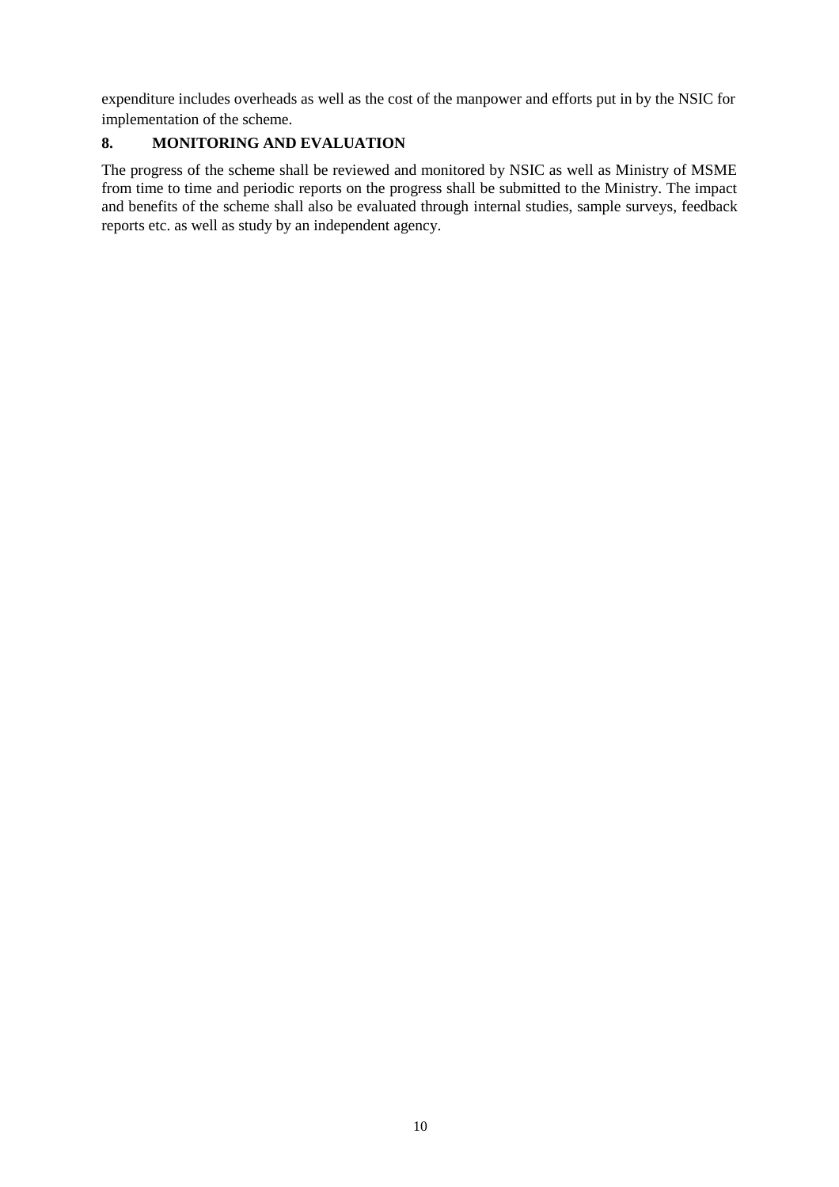expenditure includes overheads as well as the cost of the manpower and efforts put in by the NSIC for implementation of the scheme.

## 8. MONITORING AND EVALUATION

The progress of the scheme shall be reviewed and monitored by NSIC as well as Ministry of MSME from time to time and periodic reports on the progress shall be submitted to the Ministry. The impact and benefits of the scheme shall also be evaluated through internal studies, sample surveys, feedback reports etc. as well as study by an independent agency.